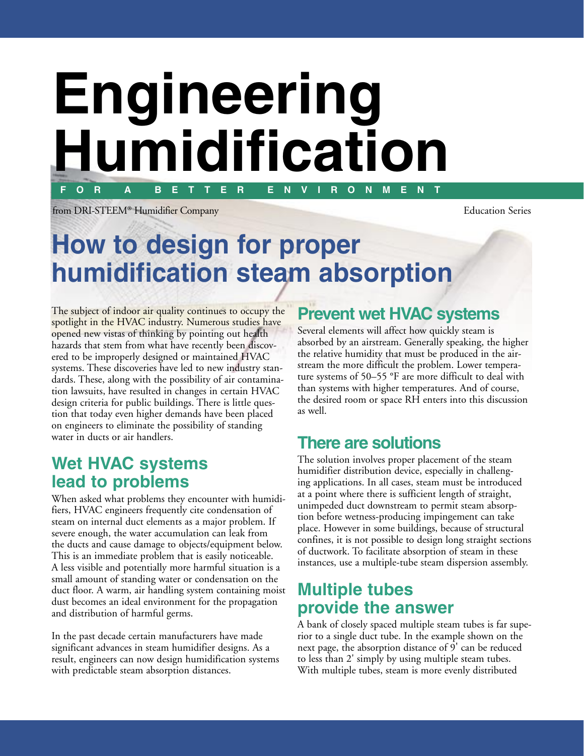# Engineering Humidification

**F O R A B E T T E R E N V I R O N M E N T**

from DRI-STEEM® Humidifier Company

Education Series

# How to design for proper humidification steam absorption

The subject of indoor air quality continues to occupy the spotlight in the HVAC industry. Numerous studies have opened new vistas of thinking by pointing out health hazards that stem from what have recently been discovered to be improperly designed or maintained HVAC systems. These discoveries have led to new industry standards. These, along with the possibility of air contamination lawsuits, have resulted in changes in certain HVAC design criteria for public buildings. There is little question that today even higher demands have been placed on engineers to eliminate the possibility of standing water in ducts or air handlers.

## Wet HVAC systems lead to problems

When asked what problems they encounter with humidifiers, HVAC engineers frequently cite condensation of steam on internal duct elements as a major problem. If severe enough, the water accumulation can leak from the ducts and cause damage to objects/equipment below. This is an immediate problem that is easily noticeable. A less visible and potentially more harmful situation is a small amount of standing water or condensation on the duct floor. A warm, air handling system containing moist dust becomes an ideal environment for the propagation and distribution of harmful germs.

In the past decade certain manufacturers have made significant advances in steam humidifier designs. As a result, engineers can now design humidification systems with predictable steam absorption distances.

## Prevent wet HVAC systems

Several elements will affect how quickly steam is absorbed by an airstream. Generally speaking, the higher the relative humidity that must be produced in the airstream the more difficult the problem. Lower temperature systems of 50–55 °F are more difficult to deal with than systems with higher temperatures. And of course, the desired room or space RH enters into this discussion as well.

## There are solutions

The solution involves proper placement of the steam humidifier distribution device, especially in challenging applications. In all cases, steam must be introduced at a point where there is sufficient length of straight, unimpeded duct downstream to permit steam absorption before wetness-producing impingement can take place. However in some buildings, because of structural confines, it is not possible to design long straight sections of ductwork. To facilitate absorption of steam in these instances, use a multiple-tube steam dispersion assembly.

## Multiple tubes provide the answer

A bank of closely spaced multiple steam tubes is far superior to a single duct tube. In the example shown on the next page, the absorption distance of 9' can be reduced to less than 2' simply by using multiple steam tubes. With multiple tubes, steam is more evenly distributed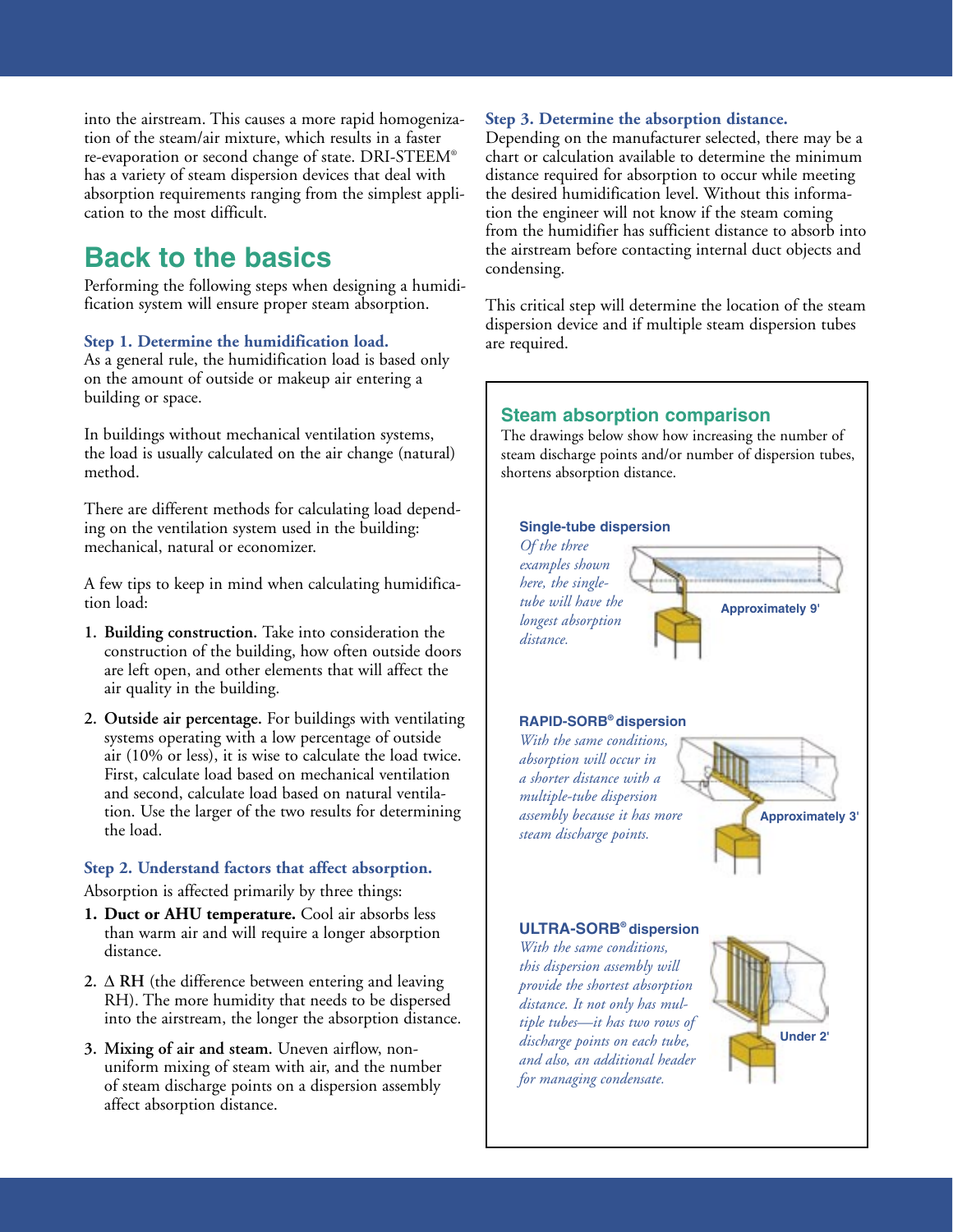into the airstream. This causes a more rapid homogenization of the steam/air mixture, which results in a faster re-evaporation or second change of state. DRI-STEEM® has a variety of steam dispersion devices that deal with absorption requirements ranging from the simplest application to the most difficult.

## Back to the basics

Performing the following steps when designing a humidification system will ensure proper steam absorption.

**Step 1. Determine the humidification load.**
As a general rule, the humidification load is based only on the amount of outside or makeup air entering a building or space.

In buildings without mechanical ventilation systems, the load is usually calculated on the air change (natural) method.

There are different methods for calculating load depending on the ventilation system used in the building: mechanical, natural or economizer.

A few tips to keep in mind when calculating humidification load:

1. **Building construction.** Take into consideration the construction of the building, how often outside doors are left open, and other elements that will affect the air quality in the building.
2. **Outside air percentage.** For buildings with ventilating systems operating with a low percentage of outside air (10% or less), it is wise to calculate the load twice. First, calculate load based on mechanical ventilation and second, calculate load based on natural ventilation. Use the larger of the two results for determining the load.

**Step 2. Understand factors that affect absorption.**
Absorption is affected primarily by three things:

1. **Duct or AHU temperature.** Cool air absorbs less than warm air and will require a longer absorption distance.
2. **Δ RH** (the difference between entering and leaving RH). The more humidity that needs to be dispersed into the airstream, the longer the absorption distance.
3. **Mixing of air and steam.** Uneven airflow, non-uniform mixing of steam with air, and the number of steam discharge points on a dispersion assembly affect absorption distance.

**Step 3. Determine the absorption distance.**
Depending on the manufacturer selected, there may be a chart or calculation available to determine the minimum distance required for absorption to occur while meeting the desired humidification level. Without this information the engineer will not know if the steam coming from the humidifier has sufficient distance to absorb into the airstream before contacting internal duct objects and condensing.

This critical step will determine the location of the steam dispersion device and if multiple steam dispersion tubes are required.

### Steam absorption comparison

The drawings below show how increasing the number of steam discharge points and/or number of dispersion tubes, shortens absorption distance.

**Single-tube dispersion**

*Of the three examples shown here, the single-tube will have the longest absorption distance.*

Approximately 9'

**RAPID-SORB® dispersion**

*With the same conditions, absorption will occur in a shorter distance with a multiple-tube dispersion assembly because it has more steam discharge points.*

Approximately 3'

**ULTRA-SORB® dispersion**

*With the same conditions, this dispersion assembly will provide the shortest absorption distance. It not only has multiple tubes—it has two rows of discharge points on each tube, and also, an additional header for managing condensate.*

Under 2'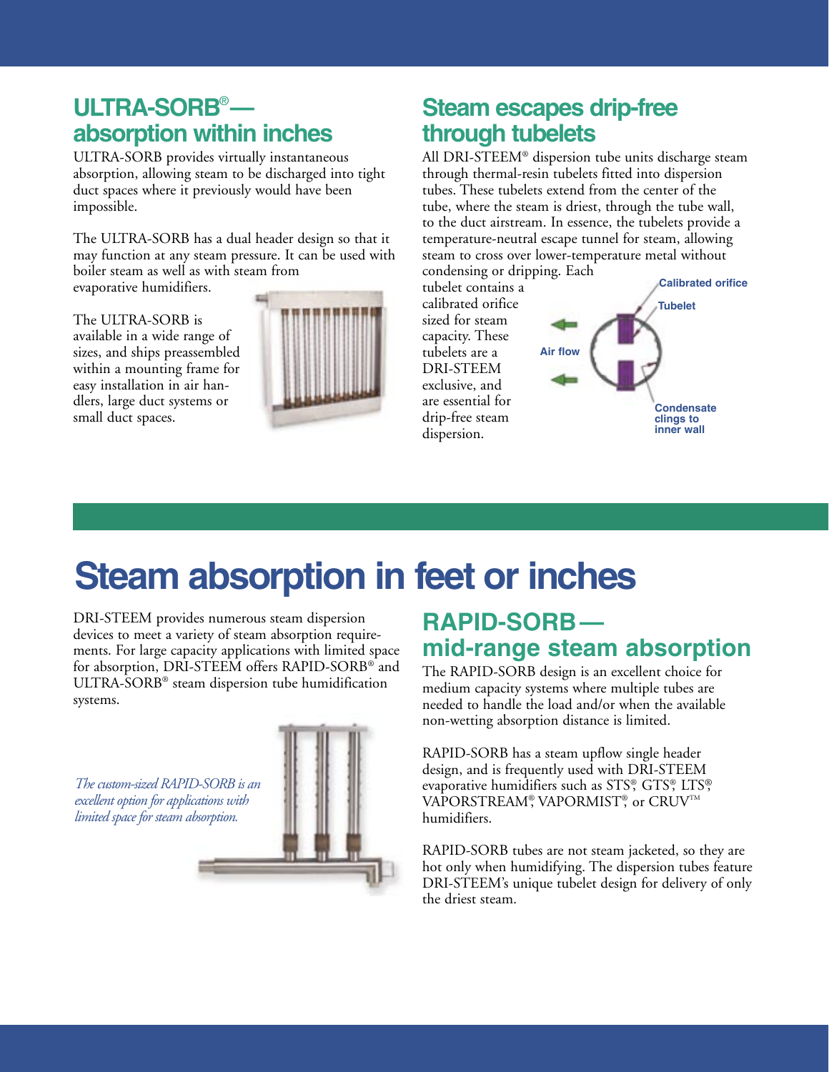## ULTRA-SORB®— absorption within inches

ULTRA-SORB provides virtually instantaneous absorption, allowing steam to be discharged into tight duct spaces where it previously would have been impossible.

The ULTRA-SORB has a dual header design so that it may function at any steam pressure. It can be used with boiler steam as well as with steam from evaporative humidifiers.

The ULTRA-SORB is available in a wide range of sizes, and ships preassembled within a mounting frame for easy installation in air handlers, large duct systems or small duct spaces.

## Steam escapes drip-free through tubelets

All DRI-STEEM® dispersion tube units discharge steam through thermal-resin tubelets fitted into dispersion tubes. These tubelets extend from the center of the tube, where the steam is driest, through the tube wall, to the duct airstream. In essence, the tubelets provide a temperature-neutral escape tunnel for steam, allowing steam to cross over lower-temperature metal without condensing or dripping. Each tubelet contains a calibrated orifice sized for steam capacity. These tubelets are a DRI-STEEM exclusive, and are essential for drip-free steam dispersion.

Calibrated orifice

Tubelet

Air flow

Condensate clings to inner wall

# Steam absorption in feet or inches

DRI-STEEM provides numerous steam dispersion devices to meet a variety of steam absorption requirements. For large capacity applications with limited space for absorption, DRI-STEEM offers RAPID-SORB® and ULTRA-SORB® steam dispersion tube humidification systems.

*The custom-sized RAPID-SORB is an excellent option for applications with limited space for steam absorption.*

## RAPID-SORB— mid-range steam absorption

The RAPID-SORB design is an excellent choice for medium capacity systems where multiple tubes are needed to handle the load and/or when the available non-wetting absorption distance is limited.

RAPID-SORB has a steam upflow single header design, and is frequently used with DRI-STEEM evaporative humidifiers such as STS®, GTS®, LTS®, VAPORSTREAM®, VAPORMIST®, or CRUV™ humidifiers.

RAPID-SORB tubes are not steam jacketed, so they are hot only when humidifying. The dispersion tubes feature DRI-STEEM's unique tubelet design for delivery of only the driest steam.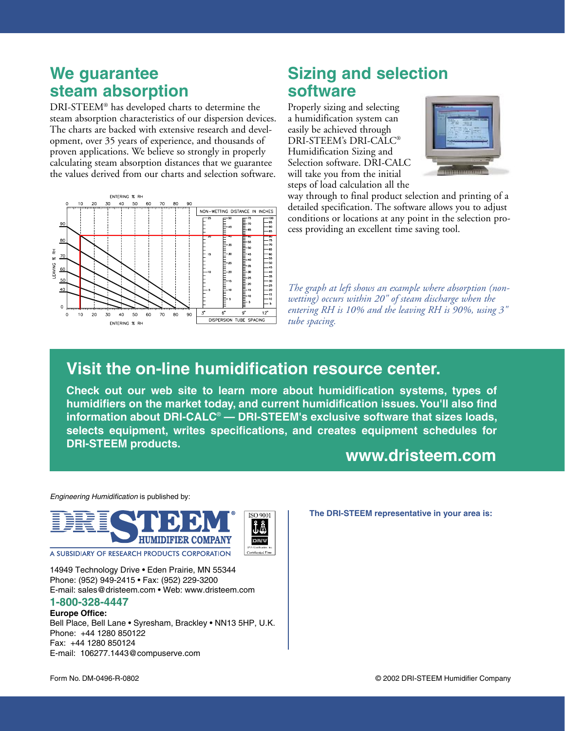## We guarantee steam absorption

DRI-STEEM® has developed charts to determine the steam absorption characteristics of our dispersion devices. The charts are backed with extensive research and development, over 35 years of experience, and thousands of proven applications. We believe so strongly in properly calculating steam absorption distances that we guarantee the values derived from our charts and selection software.

ENTERING % RH

0 10 20 30 40 50 60 70 80 90

LEAVING % RH

90 80 70 60 50 40 0

NON-WETTING DISTANCE IN INCHES

3" 6" 9" 12"

DISPERSION TUBE SPACING

ENTERING % RH

## Sizing and selection software

Properly sizing and selecting a humidification system can easily be achieved through DRI-STEEM's DRI-CALC® Humidification Sizing and Selection software. DRI-CALC will take you from the initial steps of load calculation all the way through to final product selection and printing of a detailed specification. The software allows you to adjust conditions or locations at any point in the selection process providing an excellent time saving tool.

*The graph at left shows an example where absorption (non-wetting) occurs within 20" of steam discharge when the entering RH is 10% and the leaving RH is 90%, using 3" tube spacing.*

## Visit the on-line humidification resource center.

**Check out our web site to learn more about humidification systems, types of humidifiers on the market today, and current humidification issues. You'll also find information about DRI-CALC® — DRI-STEEM's exclusive software that sizes loads, selects equipment, writes specifications, and creates equipment schedules for DRI-STEEM products.**

**www.dristeem.com**

*Engineering Humidification* is published by:

DRI-STEEM® HUMIDIFIER COMPANY

A SUBSIDIARY OF RESEARCH PRODUCTS CORPORATION

ISO 9001 DNV Certification, Inc. Certificated Firm

14949 Technology Drive • Eden Prairie, MN 55344
Phone: (952) 949-2415 • Fax: (952) 229-3200
E-mail: sales@dristeem.com • Web: www.dristeem.com

**1-800-328-4447**

**Europe Office:**
Bell Place, Bell Lane • Syresham, Brackley • NN13 5HP, U.K.
Phone: +44 1280 850122
Fax: +44 1280 850124
E-mail: 106277.1443@compuserve.com

**The DRI-STEEM representative in your area is:**

Form No. DM-0496-R-0802

© 2002 DRI-STEEM Humidifier Company